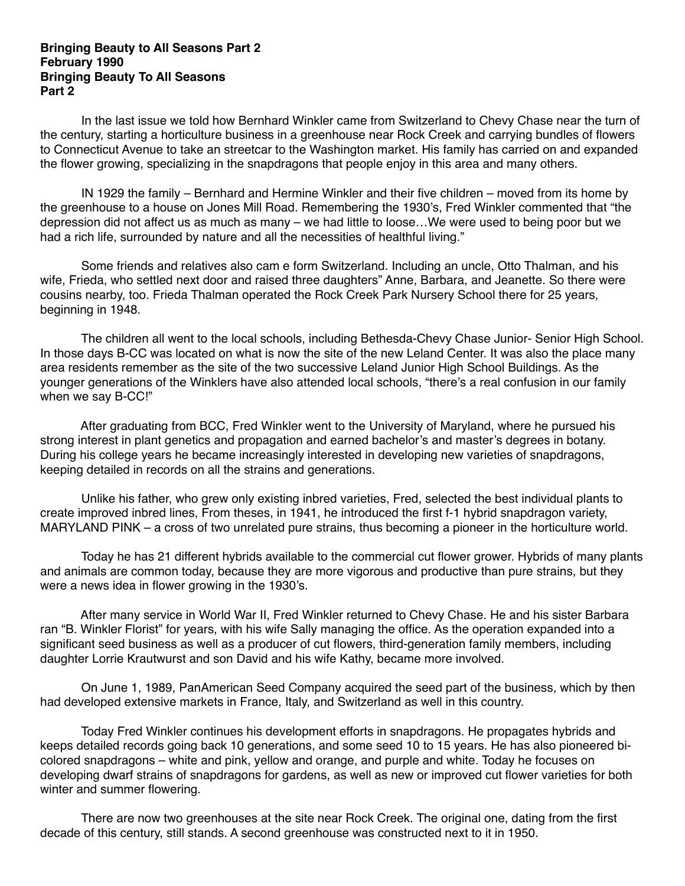**Bringing Beauty to All Seasons Part 2**
**February 1990**
**Bringing Beauty To All Seasons**
**Part 2**

In the last issue we told how Bernhard Winkler came from Switzerland to Chevy Chase near the turn of the century, starting a horticulture business in a greenhouse near Rock Creek and carrying bundles of flowers to Connecticut Avenue to take an streetcar to the Washington market. His family has carried on and expanded the flower growing, specializing in the snapdragons that people enjoy in this area and many others.

IN 1929 the family – Bernhard and Hermine Winkler and their five children – moved from its home by the greenhouse to a house on Jones Mill Road. Remembering the 1930's, Fred Winkler commented that "the depression did not affect us as much as many – we had little to loose…We were used to being poor but we had a rich life, surrounded by nature and all the necessities of healthful living."

Some friends and relatives also cam e form Switzerland. Including an uncle, Otto Thalman, and his wife, Frieda, who settled next door and raised three daughters" Anne, Barbara, and Jeanette. So there were cousins nearby, too. Frieda Thalman operated the Rock Creek Park Nursery School there for 25 years, beginning in 1948.

The children all went to the local schools, including Bethesda-Chevy Chase Junior- Senior High School. In those days B-CC was located on what is now the site of the new Leland Center. It was also the place many area residents remember as the site of the two successive Leland Junior High School Buildings. As the younger generations of the Winklers have also attended local schools, "there's a real confusion in our family when we say B-CC!"

After graduating from BCC, Fred Winkler went to the University of Maryland, where he pursued his strong interest in plant genetics and propagation and earned bachelor's and master's degrees in botany. During his college years he became increasingly interested in developing new varieties of snapdragons, keeping detailed in records on all the strains and generations.

Unlike his father, who grew only existing inbred varieties, Fred, selected the best individual plants to create improved inbred lines, From theses, in 1941, he introduced the first f-1 hybrid snapdragon variety, MARYLAND PINK – a cross of two unrelated pure strains, thus becoming a pioneer in the horticulture world.

Today he has 21 different hybrids available to the commercial cut flower grower. Hybrids of many plants and animals are common today, because they are more vigorous and productive than pure strains, but they were a news idea in flower growing in the 1930's.

After many service in World War II, Fred Winkler returned to Chevy Chase. He and his sister Barbara ran "B. Winkler Florist" for years, with his wife Sally managing the office. As the operation expanded into a significant seed business as well as a producer of cut flowers, third-generation family members, including daughter Lorrie Krautwurst and son David and his wife Kathy, became more involved.

On June 1, 1989, PanAmerican Seed Company acquired the seed part of the business, which by then had developed extensive markets in France, Italy, and Switzerland as well in this country.

Today Fred Winkler continues his development efforts in snapdragons. He propagates hybrids and keeps detailed records going back 10 generations, and some seed 10 to 15 years. He has also pioneered bi-colored snapdragons – white and pink, yellow and orange, and purple and white. Today he focuses on developing dwarf strains of snapdragons for gardens, as well as new or improved cut flower varieties for both winter and summer flowering.

There are now two greenhouses at the site near Rock Creek. The original one, dating from the first decade of this century, still stands. A second greenhouse was constructed next to it in 1950.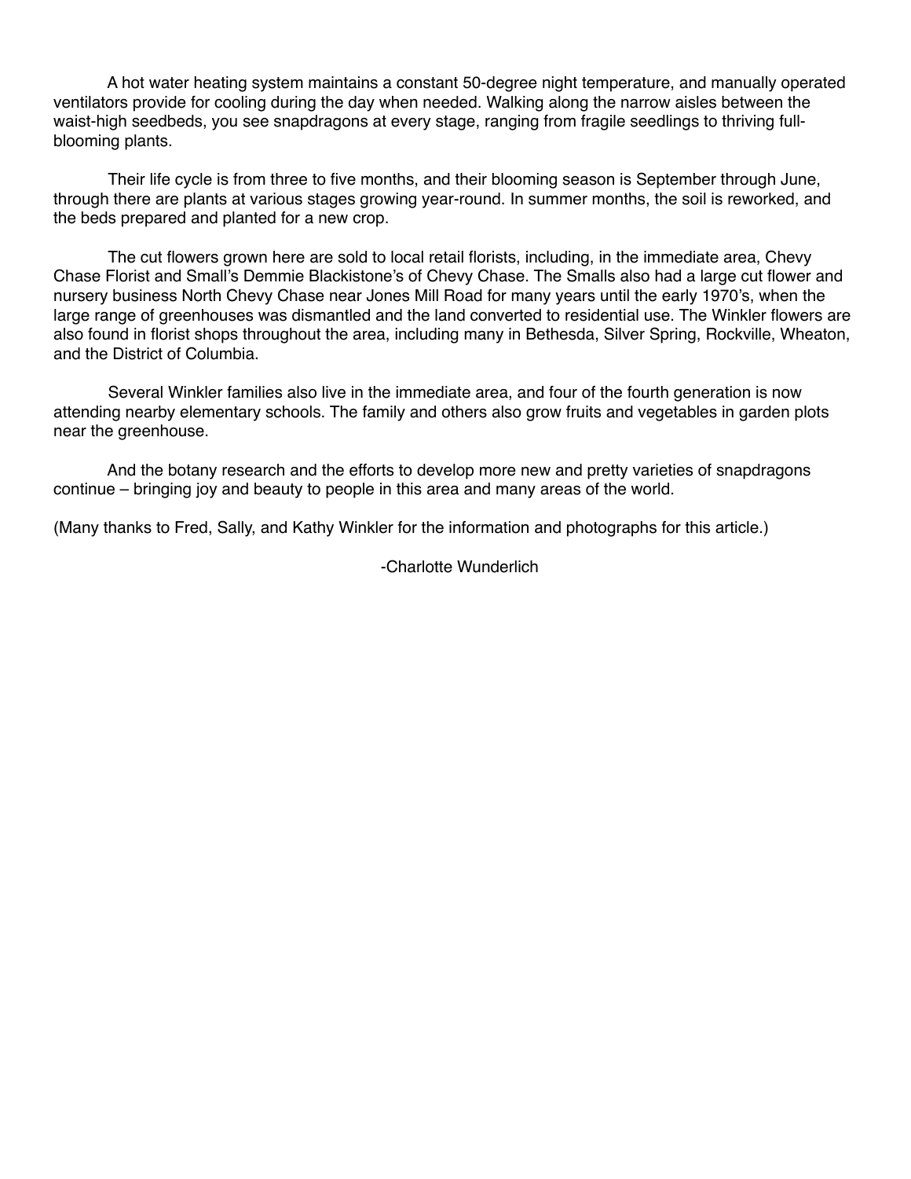A hot water heating system maintains a constant 50-degree night temperature, and manually operated ventilators provide for cooling during the day when needed. Walking along the narrow aisles between the waist-high seedbeds, you see snapdragons at every stage, ranging from fragile seedlings to thriving full-blooming plants.

Their life cycle is from three to five months, and their blooming season is September through June, through there are plants at various stages growing year-round. In summer months, the soil is reworked, and the beds prepared and planted for a new crop.

The cut flowers grown here are sold to local retail florists, including, in the immediate area, Chevy Chase Florist and Small's Demmie Blackistone's of Chevy Chase. The Smalls also had a large cut flower and nursery business North Chevy Chase near Jones Mill Road for many years until the early 1970's, when the large range of greenhouses was dismantled and the land converted to residential use. The Winkler flowers are also found in florist shops throughout the area, including many in Bethesda, Silver Spring, Rockville, Wheaton, and the District of Columbia.

Several Winkler families also live in the immediate area, and four of the fourth generation is now attending nearby elementary schools. The family and others also grow fruits and vegetables in garden plots near the greenhouse.

And the botany research and the efforts to develop more new and pretty varieties of snapdragons continue – bringing joy and beauty to people in this area and many areas of the world.

(Many thanks to Fred, Sally, and Kathy Winkler for the information and photographs for this article.)

-Charlotte Wunderlich